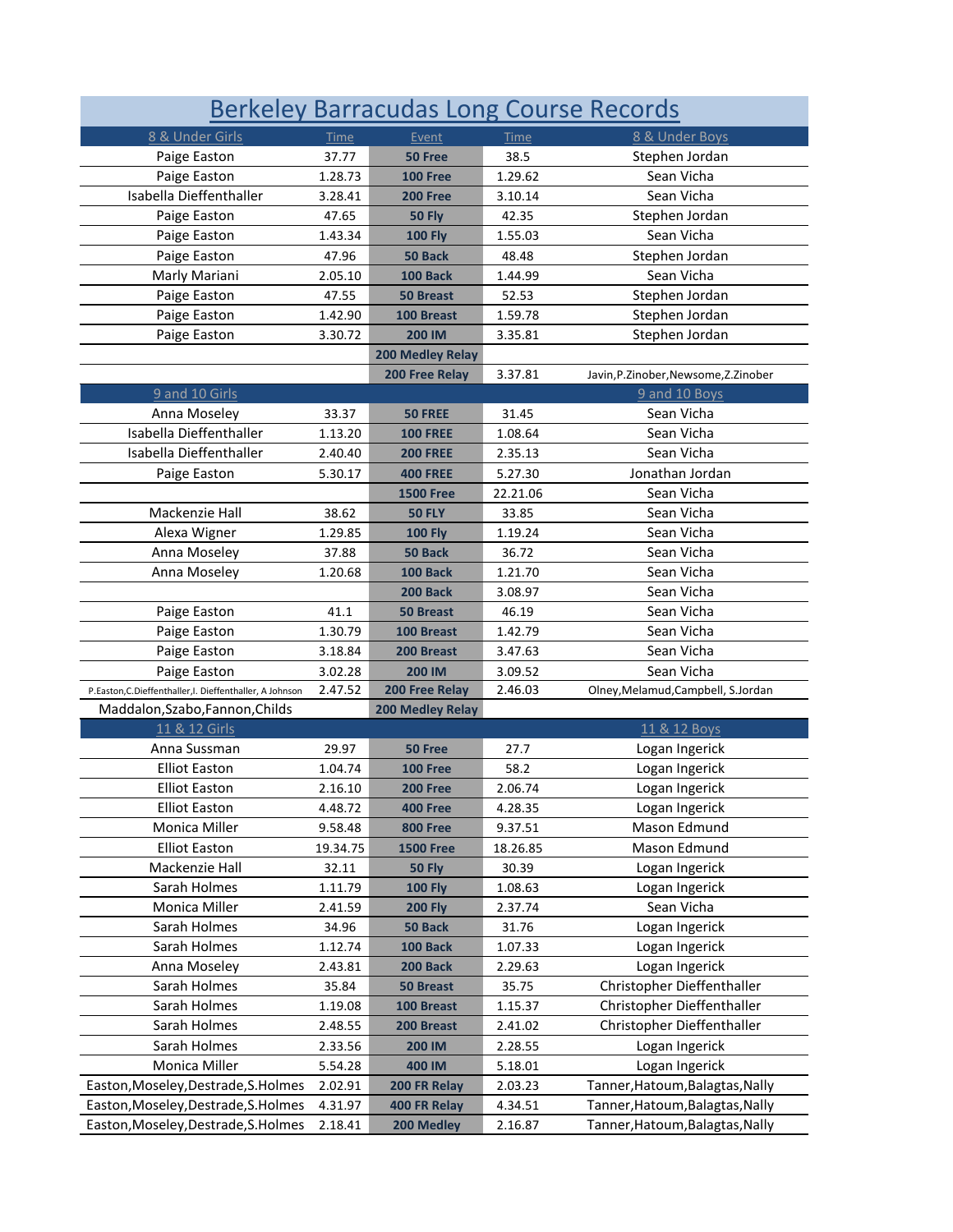# Berkeley Barracudas Long Course Records

| 8 & Under Girls | Time | Event | Time | 8 & Under Boys |
|---|---|---|---|---|
| Paige Easton | 37.77 | **50 Free** | 38.5 | Stephen Jordan |
| Paige Easton | 1.28.73 | **100 Free** | 1.29.62 | Sean Vicha |
| Isabella Dieffenthaller | 3.28.41 | **200 Free** | 3.10.14 | Sean Vicha |
| Paige Easton | 47.65 | **50 Fly** | 42.35 | Stephen Jordan |
| Paige Easton | 1.43.34 | **100 Fly** | 1.55.03 | Sean Vicha |
| Paige Easton | 47.96 | **50 Back** | 48.48 | Stephen Jordan |
| Marly Mariani | 2.05.10 | **100 Back** | 1.44.99 | Sean Vicha |
| Paige Easton | 47.55 | **50 Breast** | 52.53 | Stephen Jordan |
| Paige Easton | 1.42.90 | **100 Breast** | 1.59.78 | Stephen Jordan |
| Paige Easton | 3.30.72 | **200 IM** | 3.35.81 | Stephen Jordan |
| | | **200 Medley Relay** | | |
| | | **200 Free Relay** | 3.37.81 | Javin,P.Zinober,Newsome,Z.Zinober |
| 9 and 10 Girls | | | | 9 and 10 Boys |
| Anna Moseley | 33.37 | **50 FREE** | 31.45 | Sean Vicha |
| Isabella Dieffenthaller | 1.13.20 | **100 FREE** | 1.08.64 | Sean Vicha |
| Isabella Dieffenthaller | 2.40.40 | **200 FREE** | 2.35.13 | Sean Vicha |
| Paige Easton | 5.30.17 | **400 FREE** | 5.27.30 | Jonathan Jordan |
| | | **1500 Free** | 22.21.06 | Sean Vicha |
| Mackenzie Hall | 38.62 | **50 FLY** | 33.85 | Sean Vicha |
| Alexa Wigner | 1.29.85 | **100 Fly** | 1.19.24 | Sean Vicha |
| Anna Moseley | 37.88 | **50 Back** | 36.72 | Sean Vicha |
| Anna Moseley | 1.20.68 | **100 Back** | 1.21.70 | Sean Vicha |
| | | **200 Back** | 3.08.97 | Sean Vicha |
| Paige Easton | 41.1 | **50 Breast** | 46.19 | Sean Vicha |
| Paige Easton | 1.30.79 | **100 Breast** | 1.42.79 | Sean Vicha |
| Paige Easton | 3.18.84 | **200 Breast** | 3.47.63 | Sean Vicha |
| Paige Easton | 3.02.28 | **200 IM** | 3.09.52 | Sean Vicha |
| P.Easton,C.Dieffenthaller,I. Dieffenthaller, A Johnson | 2.47.52 | **200 Free Relay** | 2.46.03 | Olney,Melamud,Campbell, S.Jordan |
| Maddalon,Szabo,Fannon,Childs | | **200 Medley Relay** | | |
| 11 & 12 Girls | | | | 11 & 12 Boys |
| Anna Sussman | 29.97 | **50 Free** | 27.7 | Logan Ingerick |
| Elliot Easton | 1.04.74 | **100 Free** | 58.2 | Logan Ingerick |
| Elliot Easton | 2.16.10 | **200 Free** | 2.06.74 | Logan Ingerick |
| Elliot Easton | 4.48.72 | **400 Free** | 4.28.35 | Logan Ingerick |
| Monica Miller | 9.58.48 | **800 Free** | 9.37.51 | Mason Edmund |
| Elliot Easton | 19.34.75 | **1500 Free** | 18.26.85 | Mason Edmund |
| Mackenzie Hall | 32.11 | **50 Fly** | 30.39 | Logan Ingerick |
| Sarah Holmes | 1.11.79 | **100 Fly** | 1.08.63 | Logan Ingerick |
| Monica Miller | 2.41.59 | **200 Fly** | 2.37.74 | Sean Vicha |
| Sarah Holmes | 34.96 | **50 Back** | 31.76 | Logan Ingerick |
| Sarah Holmes | 1.12.74 | **100 Back** | 1.07.33 | Logan Ingerick |
| Anna Moseley | 2.43.81 | **200 Back** | 2.29.63 | Logan Ingerick |
| Sarah Holmes | 35.84 | **50 Breast** | 35.75 | Christopher Dieffenthaller |
| Sarah Holmes | 1.19.08 | **100 Breast** | 1.15.37 | Christopher Dieffenthaller |
| Sarah Holmes | 2.48.55 | **200 Breast** | 2.41.02 | Christopher Dieffenthaller |
| Sarah Holmes | 2.33.56 | **200 IM** | 2.28.55 | Logan Ingerick |
| Monica Miller | 5.54.28 | **400 IM** | 5.18.01 | Logan Ingerick |
| Easton,Moseley,Destrade,S.Holmes | 2.02.91 | **200 FR Relay** | 2.03.23 | Tanner,Hatoum,Balagtas,Nally |
| Easton,Moseley,Destrade,S.Holmes | 4.31.97 | **400 FR Relay** | 4.34.51 | Tanner,Hatoum,Balagtas,Nally |
| Easton,Moseley,Destrade,S.Holmes | 2.18.41 | **200 Medley** | 2.16.87 | Tanner,Hatoum,Balagtas,Nally |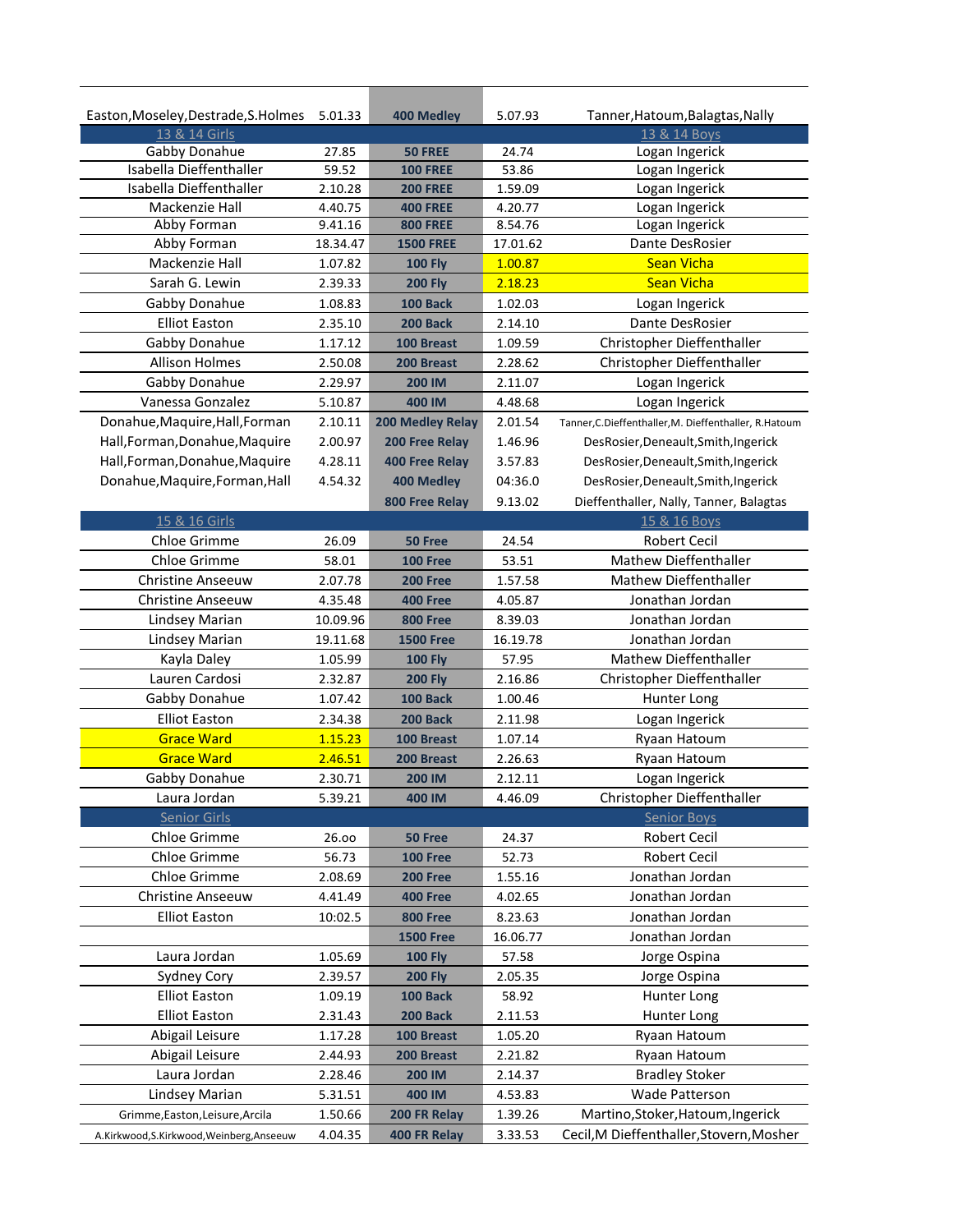| | | | | |
|---|---|---|---|---|
| Easton,Moseley,Destrade,S.Holmes | 5.01.33 | 400 Medley | 5.07.93 | Tanner,Hatoum,Balagtas,Nally |
| 13 & 14 Girls | | | | 13 & 14 Boys |
| Gabby Donahue | 27.85 | 50 FREE | 24.74 | Logan Ingerick |
| Isabella Dieffenthaller | 59.52 | 100 FREE | 53.86 | Logan Ingerick |
| Isabella Dieffenthaller | 2.10.28 | 200 FREE | 1.59.09 | Logan Ingerick |
| Mackenzie Hall | 4.40.75 | 400 FREE | 4.20.77 | Logan Ingerick |
| Abby Forman | 9.41.16 | 800 FREE | 8.54.76 | Logan Ingerick |
| Abby Forman | 18.34.47 | 1500 FREE | 17.01.62 | Dante DesRosier |
| Mackenzie Hall | 1.07.82 | 100 Fly | 1.00.87 | Sean Vicha |
| Sarah G. Lewin | 2.39.33 | 200 Fly | 2.18.23 | Sean Vicha |
| Gabby Donahue | 1.08.83 | 100 Back | 1.02.03 | Logan Ingerick |
| Elliot Easton | 2.35.10 | 200 Back | 2.14.10 | Dante DesRosier |
| Gabby Donahue | 1.17.12 | 100 Breast | 1.09.59 | Christopher Dieffenthaller |
| Allison Holmes | 2.50.08 | 200 Breast | 2.28.62 | Christopher Dieffenthaller |
| Gabby Donahue | 2.29.97 | 200 IM | 2.11.07 | Logan Ingerick |
| Vanessa Gonzalez | 5.10.87 | 400 IM | 4.48.68 | Logan Ingerick |
| Donahue,Maquire,Hall,Forman | 2.10.11 | 200 Medley Relay | 2.01.54 | Tanner,C.Dieffenthaller,M. Dieffenthaller, R.Hatoum |
| Hall,Forman,Donahue,Maquire | 2.00.97 | 200 Free Relay | 1.46.96 | DesRosier,Deneault,Smith,Ingerick |
| Hall,Forman,Donahue,Maquire | 4.28.11 | 400 Free Relay | 3.57.83 | DesRosier,Deneault,Smith,Ingerick |
| Donahue,Maquire,Forman,Hall | 4.54.32 | 400 Medley | 04:36.0 | DesRosier,Deneault,Smith,Ingerick |
| | | 800 Free Relay | 9.13.02 | Dieffenthaller, Nally, Tanner, Balagtas |
| 15 & 16 Girls | | | | 15 & 16 Boys |
| Chloe Grimme | 26.09 | 50 Free | 24.54 | Robert Cecil |
| Chloe Grimme | 58.01 | 100 Free | 53.51 | Mathew Dieffenthaller |
| Christine Anseeuw | 2.07.78 | 200 Free | 1.57.58 | Mathew Dieffenthaller |
| Christine Anseeuw | 4.35.48 | 400 Free | 4.05.87 | Jonathan Jordan |
| Lindsey Marian | 10.09.96 | 800 Free | 8.39.03 | Jonathan Jordan |
| Lindsey Marian | 19.11.68 | 1500 Free | 16.19.78 | Jonathan Jordan |
| Kayla Daley | 1.05.99 | 100 Fly | 57.95 | Mathew Dieffenthaller |
| Lauren Cardosi | 2.32.87 | 200 Fly | 2.16.86 | Christopher Dieffenthaller |
| Gabby Donahue | 1.07.42 | 100 Back | 1.00.46 | Hunter Long |
| Elliot Easton | 2.34.38 | 200 Back | 2.11.98 | Logan Ingerick |
| Grace Ward | 1.15.23 | 100 Breast | 1.07.14 | Ryaan Hatoum |
| Grace Ward | 2.46.51 | 200 Breast | 2.26.63 | Ryaan Hatoum |
| Gabby Donahue | 2.30.71 | 200 IM | 2.12.11 | Logan Ingerick |
| Laura Jordan | 5.39.21 | 400 IM | 4.46.09 | Christopher Dieffenthaller |
| Senior Girls | | | | Senior Boys |
| Chloe Grimme | 26.oo | 50 Free | 24.37 | Robert Cecil |
| Chloe Grimme | 56.73 | 100 Free | 52.73 | Robert Cecil |
| Chloe Grimme | 2.08.69 | 200 Free | 1.55.16 | Jonathan Jordan |
| Christine Anseeuw | 4.41.49 | 400 Free | 4.02.65 | Jonathan Jordan |
| Elliot Easton | 10:02.5 | 800 Free | 8.23.63 | Jonathan Jordan |
| | | 1500 Free | 16.06.77 | Jonathan Jordan |
| Laura Jordan | 1.05.69 | 100 Fly | 57.58 | Jorge Ospina |
| Sydney Cory | 2.39.57 | 200 Fly | 2.05.35 | Jorge Ospina |
| Elliot Easton | 1.09.19 | 100 Back | 58.92 | Hunter Long |
| Elliot Easton | 2.31.43 | 200 Back | 2.11.53 | Hunter Long |
| Abigail Leisure | 1.17.28 | 100 Breast | 1.05.20 | Ryaan Hatoum |
| Abigail Leisure | 2.44.93 | 200 Breast | 2.21.82 | Ryaan Hatoum |
| Laura Jordan | 2.28.46 | 200 IM | 2.14.37 | Bradley Stoker |
| Lindsey Marian | 5.31.51 | 400 IM | 4.53.83 | Wade Patterson |
| Grimme,Easton,Leisure,Arcila | 1.50.66 | 200 FR Relay | 1.39.26 | Martino,Stoker,Hatoum,Ingerick |
| A.Kirkwood,S.Kirkwood,Weinberg,Anseeuw | 4.04.35 | 400 FR Relay | 3.33.53 | Cecil,M Dieffenthaller,Stovern,Mosher |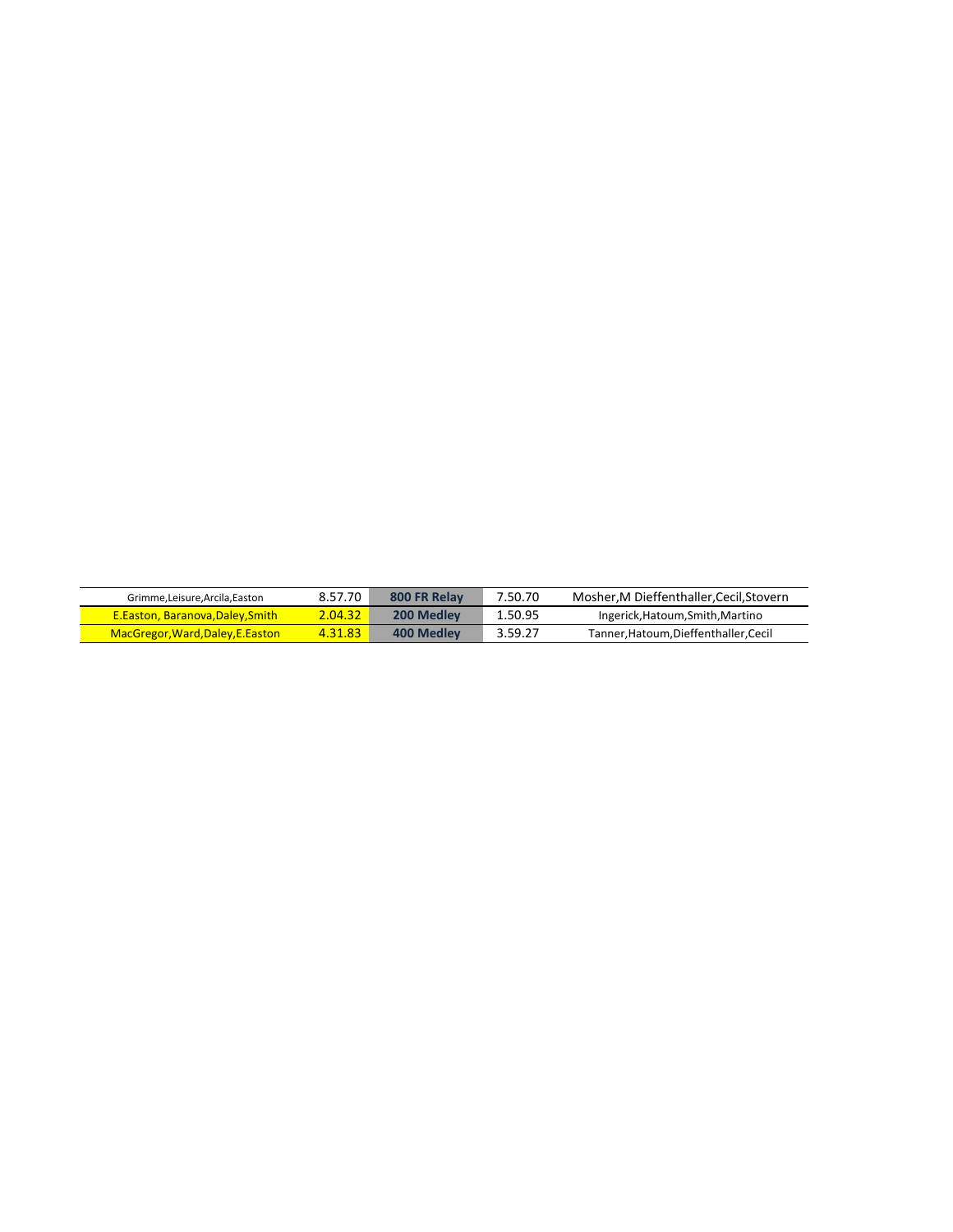| | | | | |
|---|---|---|---|---|
| Grimme,Leisure,Arcila,Easton | 8.57.70 | **800 FR Relay** | 7.50.70 | Mosher,M Dieffenthaller,Cecil,Stovern |
| E.Easton, Baranova,Daley,Smith | 2.04.32 | **200 Medley** | 1.50.95 | Ingerick,Hatoum,Smith,Martino |
| MacGregor,Ward,Daley,E.Easton | 4.31.83 | **400 Medley** | 3.59.27 | Tanner,Hatoum,Dieffenthaller,Cecil |